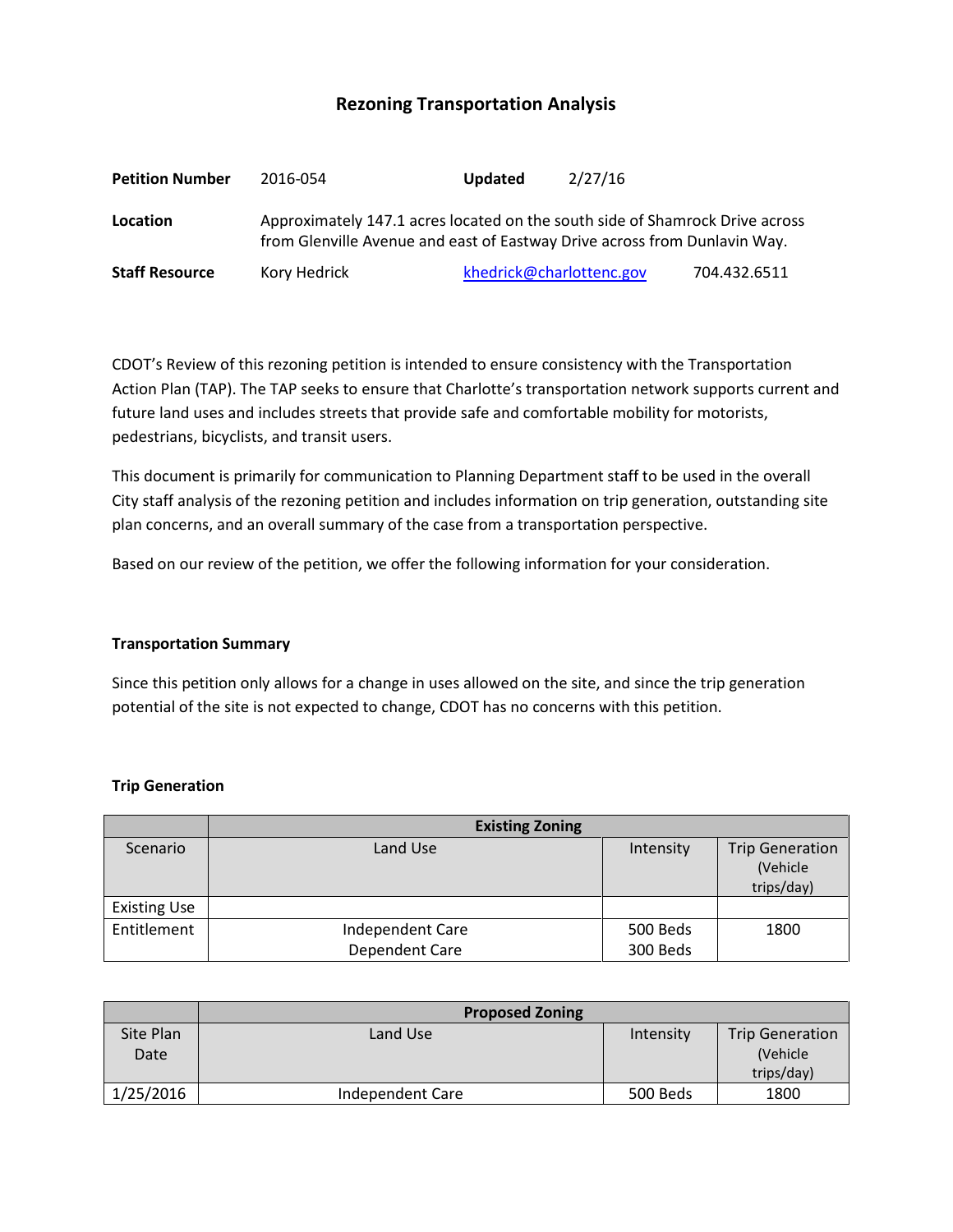# Rezoning Transportation Analysis

| | | | |
|---|---|---|---|
| **Petition Number** | 2016-054 | **Updated** | 2/27/16 |
| **Location** | Approximately 147.1 acres located on the south side of Shamrock Drive across from Glenville Avenue and east of Eastway Drive across from Dunlavin Way. | | |
| **Staff Resource** | Kory Hedrick | khedrick@charlottenc.gov | 704.432.6511 |

CDOT's Review of this rezoning petition is intended to ensure consistency with the Transportation Action Plan (TAP). The TAP seeks to ensure that Charlotte's transportation network supports current and future land uses and includes streets that provide safe and comfortable mobility for motorists, pedestrians, bicyclists, and transit users.

This document is primarily for communication to Planning Department staff to be used in the overall City staff analysis of the rezoning petition and includes information on trip generation, outstanding site plan concerns, and an overall summary of the case from a transportation perspective.

Based on our review of the petition, we offer the following information for your consideration.

### Transportation Summary

Since this petition only allows for a change in uses allowed on the site, and since the trip generation potential of the site is not expected to change, CDOT has no concerns with this petition.

### Trip Generation

| | **Existing Zoning** | | |
|---|---|---|---|
| Scenario | Land Use | Intensity | Trip Generation (Vehicle trips/day) |
| Existing Use | | | |
| Entitlement | Independent Care<br>Dependent Care | 500 Beds<br>300 Beds | 1800 |

| | **Proposed Zoning** | | |
|---|---|---|---|
| Site Plan Date | Land Use | Intensity | Trip Generation (Vehicle trips/day) |
| 1/25/2016 | Independent Care | 500 Beds | 1800 |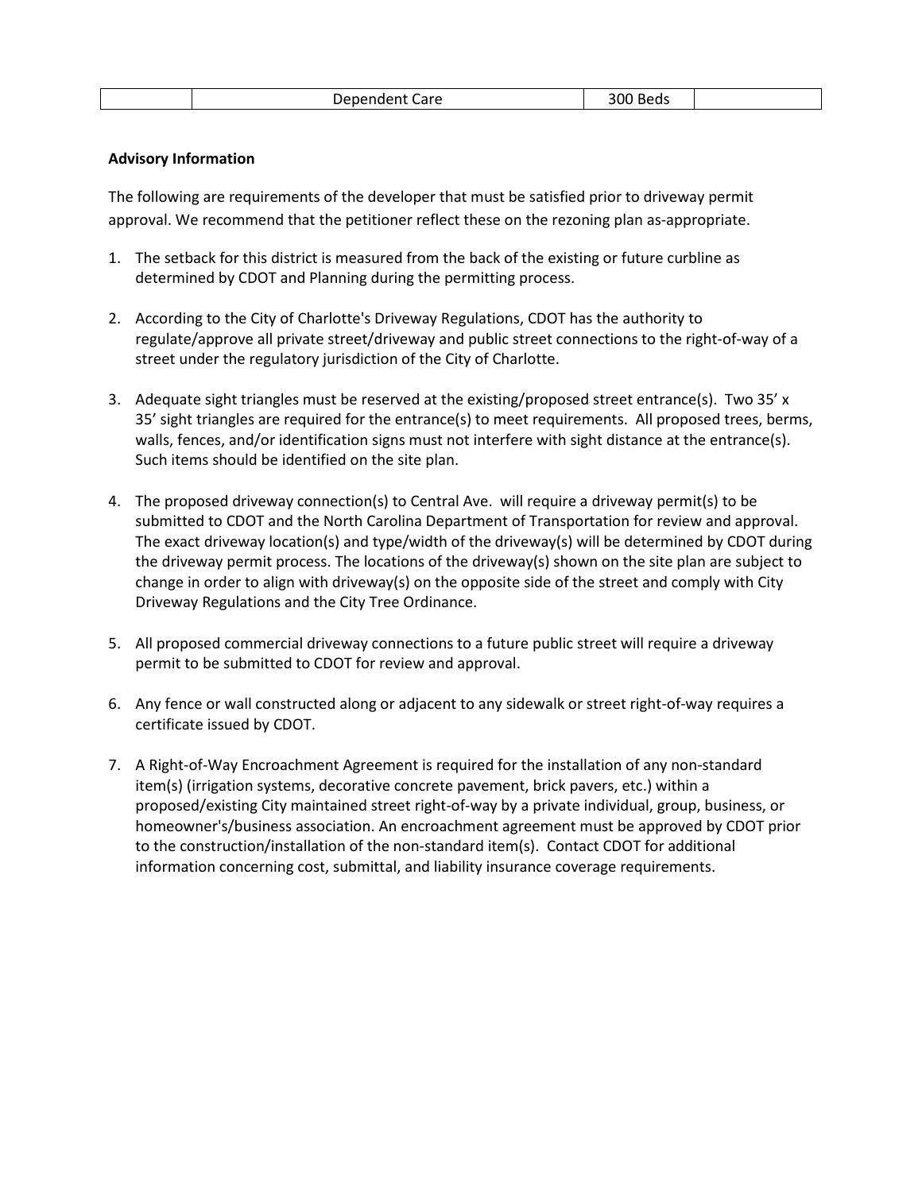| | | | |
|---|---|---|---|
| | Dependent Care | 300 Beds | |

**Advisory Information**

The following are requirements of the developer that must be satisfied prior to driveway permit approval. We recommend that the petitioner reflect these on the rezoning plan as-appropriate.

1. The setback for this district is measured from the back of the existing or future curbline as determined by CDOT and Planning during the permitting process.

2. According to the City of Charlotte's Driveway Regulations, CDOT has the authority to regulate/approve all private street/driveway and public street connections to the right-of-way of a street under the regulatory jurisdiction of the City of Charlotte.

3. Adequate sight triangles must be reserved at the existing/proposed street entrance(s). Two 35' x 35' sight triangles are required for the entrance(s) to meet requirements. All proposed trees, berms, walls, fences, and/or identification signs must not interfere with sight distance at the entrance(s). Such items should be identified on the site plan.

4. The proposed driveway connection(s) to Central Ave. will require a driveway permit(s) to be submitted to CDOT and the North Carolina Department of Transportation for review and approval. The exact driveway location(s) and type/width of the driveway(s) will be determined by CDOT during the driveway permit process. The locations of the driveway(s) shown on the site plan are subject to change in order to align with driveway(s) on the opposite side of the street and comply with City Driveway Regulations and the City Tree Ordinance.

5. All proposed commercial driveway connections to a future public street will require a driveway permit to be submitted to CDOT for review and approval.

6. Any fence or wall constructed along or adjacent to any sidewalk or street right-of-way requires a certificate issued by CDOT.

7. A Right-of-Way Encroachment Agreement is required for the installation of any non-standard item(s) (irrigation systems, decorative concrete pavement, brick pavers, etc.) within a proposed/existing City maintained street right-of-way by a private individual, group, business, or homeowner's/business association. An encroachment agreement must be approved by CDOT prior to the construction/installation of the non-standard item(s). Contact CDOT for additional information concerning cost, submittal, and liability insurance coverage requirements.